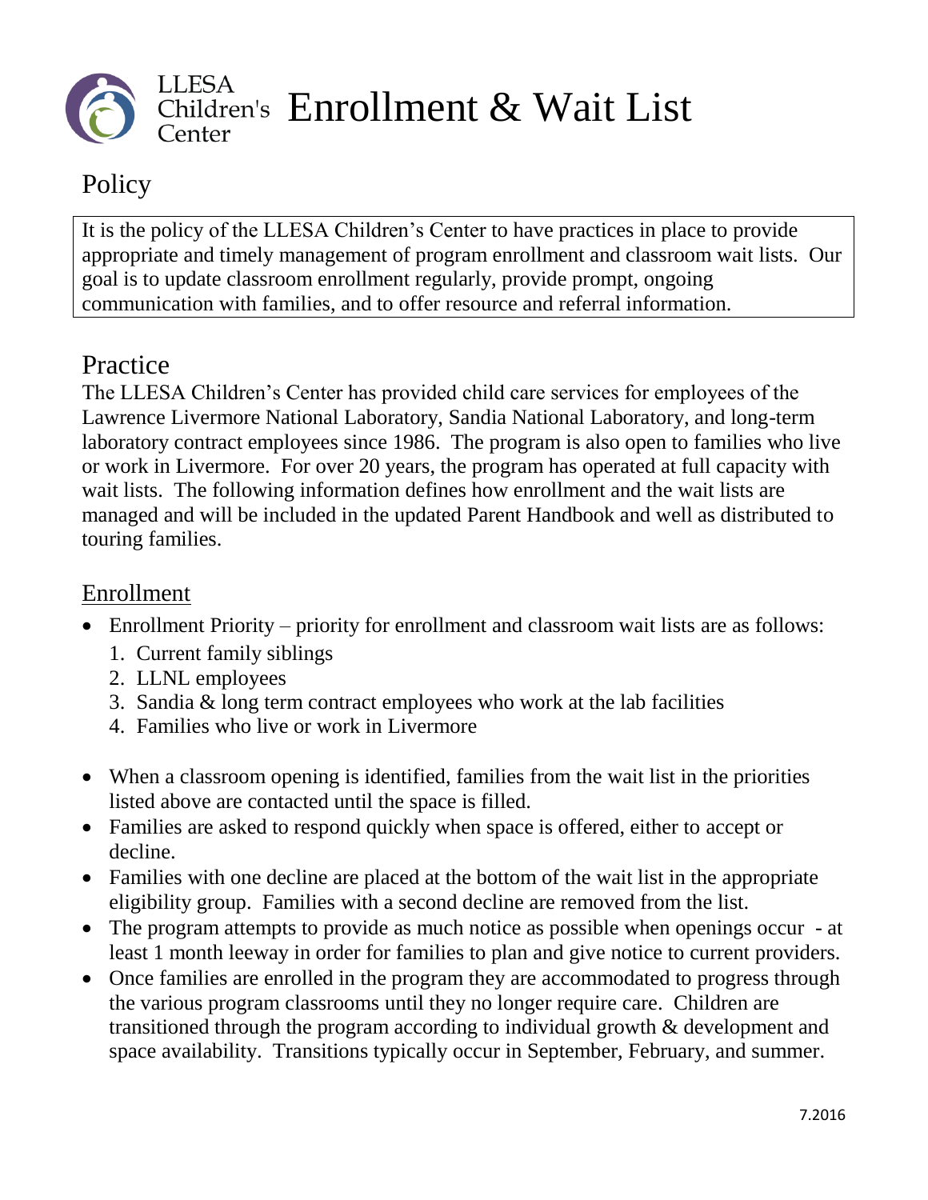# LLESA Children's Center Enrollment & Wait List

## Policy

It is the policy of the LLESA Children's Center to have practices in place to provide appropriate and timely management of program enrollment and classroom wait lists. Our goal is to update classroom enrollment regularly, provide prompt, ongoing communication with families, and to offer resource and referral information.

## Practice

The LLESA Children's Center has provided child care services for employees of the Lawrence Livermore National Laboratory, Sandia National Laboratory, and long-term laboratory contract employees since 1986. The program is also open to families who live or work in Livermore. For over 20 years, the program has operated at full capacity with wait lists. The following information defines how enrollment and the wait lists are managed and will be included in the updated Parent Handbook and well as distributed to touring families.

### Enrollment

- Enrollment Priority – priority for enrollment and classroom wait lists are as follows:
  1. Current family siblings
  2. LLNL employees
  3. Sandia & long term contract employees who work at the lab facilities
  4. Families who live or work in Livermore

- When a classroom opening is identified, families from the wait list in the priorities listed above are contacted until the space is filled.
- Families are asked to respond quickly when space is offered, either to accept or decline.
- Families with one decline are placed at the bottom of the wait list in the appropriate eligibility group. Families with a second decline are removed from the list.
- The program attempts to provide as much notice as possible when openings occur - at least 1 month leeway in order for families to plan and give notice to current providers.
- Once families are enrolled in the program they are accommodated to progress through the various program classrooms until they no longer require care. Children are transitioned through the program according to individual growth & development and space availability. Transitions typically occur in September, February, and summer.

7.2016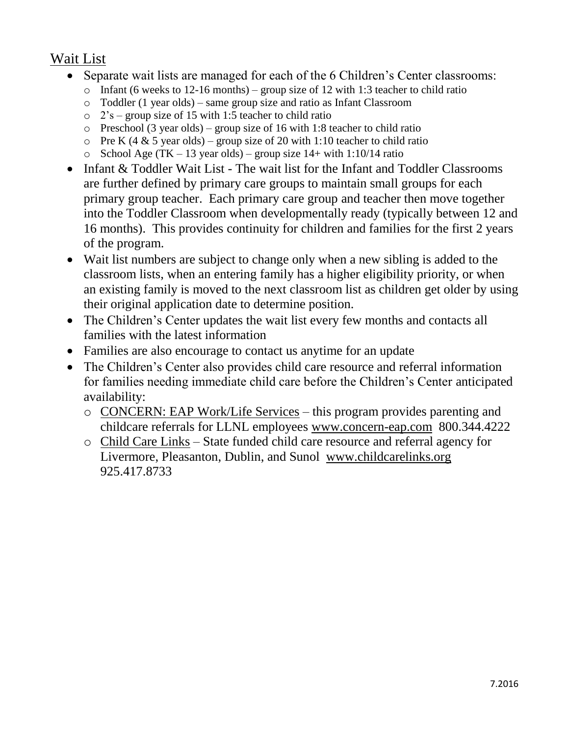## Wait List

- Separate wait lists are managed for each of the 6 Children's Center classrooms:
  - Infant (6 weeks to 12-16 months) – group size of 12 with 1:3 teacher to child ratio
  - Toddler (1 year olds) – same group size and ratio as Infant Classroom
  - 2's – group size of 15 with 1:5 teacher to child ratio
  - Preschool (3 year olds) – group size of 16 with 1:8 teacher to child ratio
  - Pre K (4 & 5 year olds) – group size of 20 with 1:10 teacher to child ratio
  - School Age (TK – 13 year olds) – group size 14+ with 1:10/14 ratio
- Infant & Toddler Wait List - The wait list for the Infant and Toddler Classrooms are further defined by primary care groups to maintain small groups for each primary group teacher. Each primary care group and teacher then move together into the Toddler Classroom when developmentally ready (typically between 12 and 16 months). This provides continuity for children and families for the first 2 years of the program.
- Wait list numbers are subject to change only when a new sibling is added to the classroom lists, when an entering family has a higher eligibility priority, or when an existing family is moved to the next classroom list as children get older by using their original application date to determine position.
- The Children's Center updates the wait list every few months and contacts all families with the latest information
- Families are also encourage to contact us anytime for an update
- The Children's Center also provides child care resource and referral information for families needing immediate child care before the Children's Center anticipated availability:
  - CONCERN: EAP Work/Life Services – this program provides parenting and childcare referrals for LLNL employees www.concern-eap.com 800.344.4222
  - Child Care Links – State funded child care resource and referral agency for Livermore, Pleasanton, Dublin, and Sunol www.childcarelinks.org 925.417.8733

7.2016